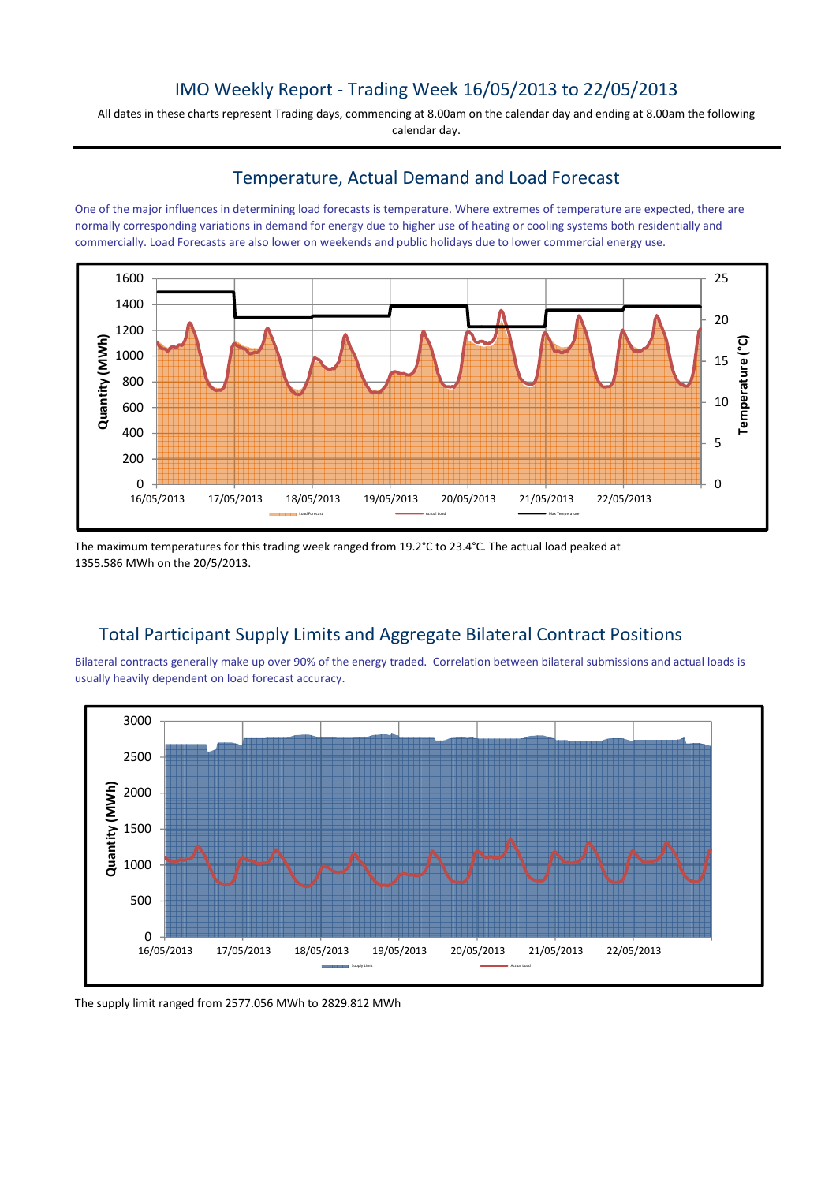# IMO Weekly Report - Trading Week 16/05/2013 to 22/05/2013

All dates in these charts represent Trading days, commencing at 8.00am on the calendar day and ending at 8.00am the following calendar day.

## Temperature, Actual Demand and Load Forecast

One of the major influences in determining load forecasts is temperature. Where extremes of temperature are expected, there are normally corresponding variations in demand for energy due to higher use of heating or cooling systems both residentially and commercially. Load Forecasts are also lower on weekends and public holidays due to lower commercial energy use.

The maximum temperatures for this trading week ranged from 19.2°C to 23.4°C. The actual load peaked at 1355.586 MWh on the 20/5/2013.

## Total Participant Supply Limits and Aggregate Bilateral Contract Positions

Bilateral contracts generally make up over 90% of the energy traded. Correlation between bilateral submissions and actual loads is usually heavily dependent on load forecast accuracy.

The supply limit ranged from 2577.056 MWh to 2829.812 MWh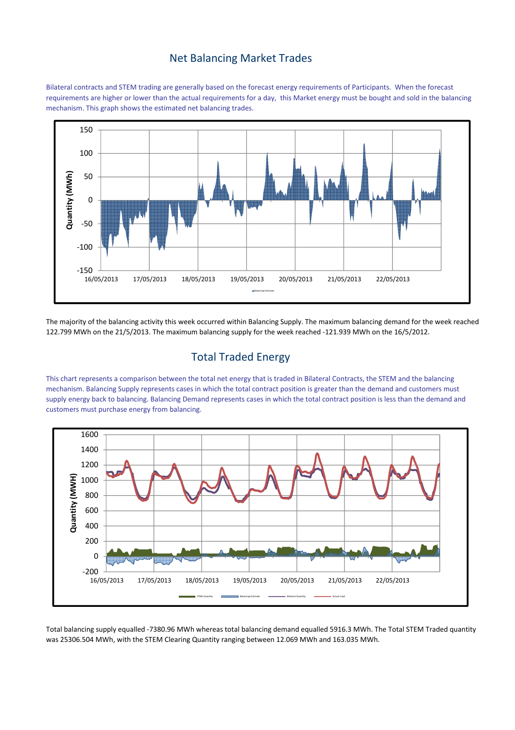## Net Balancing Market Trades

Bilateral contracts and STEM trading are generally based on the forecast energy requirements of Participants. When the forecast requirements are higher or lower than the actual requirements for a day, this Market energy must be bought and sold in the balancing mechanism. This graph shows the estimated net balancing trades.

The majority of the balancing activity this week occurred within Balancing Supply. The maximum balancing demand for the week reached 122.799 MWh on the 21/5/2013. The maximum balancing supply for the week reached -121.939 MWh on the 16/5/2012.

## Total Traded Energy

This chart represents a comparison between the total net energy that is traded in Bilateral Contracts, the STEM and the balancing mechanism. Balancing Supply represents cases in which the total contract position is greater than the demand and customers must supply energy back to balancing. Balancing Demand represents cases in which the total contract position is less than the demand and customers must purchase energy from balancing.

Total balancing supply equalled -7380.96 MWh whereas total balancing demand equalled 5916.3 MWh. The Total STEM Traded quantity was 25306.504 MWh, with the STEM Clearing Quantity ranging between 12.069 MWh and 163.035 MWh.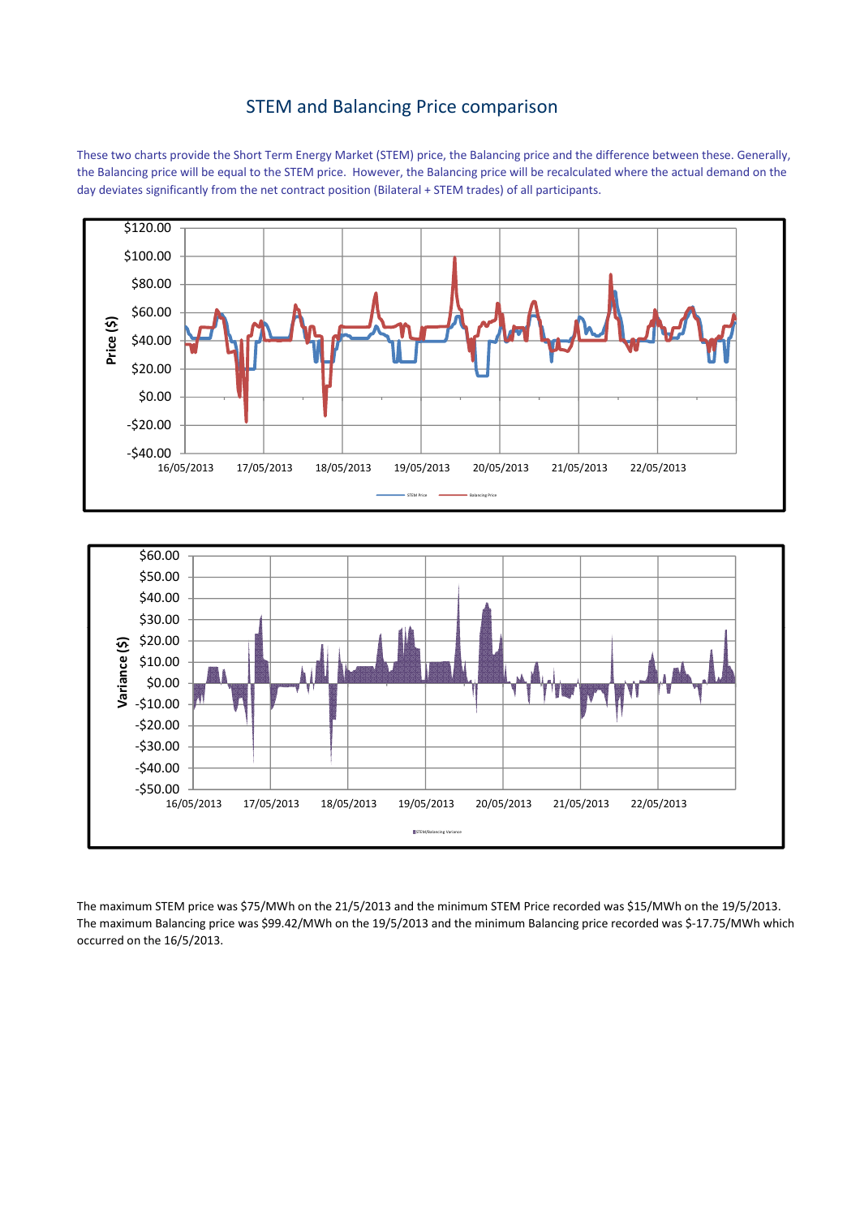# STEM and Balancing Price comparison

These two charts provide the Short Term Energy Market (STEM) price, the Balancing price and the difference between these. Generally, the Balancing price will be equal to the STEM price. However, the Balancing price will be recalculated where the actual demand on the day deviates significantly from the net contract position (Bilateral + STEM trades) of all participants.

Price ($)

$120.00
$100.00
$80.00
$60.00
$40.00
$20.00
$0.00
-$20.00
-$40.00

16/05/2013 17/05/2013 18/05/2013 19/05/2013 20/05/2013 21/05/2013 22/05/2013

STEM Price
Balancing Price

Variance ($)

$60.00
$50.00
$40.00
$30.00
$20.00
$10.00
$0.00
-$10.00
-$20.00
-$30.00
-$40.00
-$50.00

16/05/2013 17/05/2013 18/05/2013 19/05/2013 20/05/2013 21/05/2013 22/05/2013

STEM/Balancing Variance

The maximum STEM price was $75/MWh on the 21/5/2013 and the minimum STEM Price recorded was $15/MWh on the 19/5/2013. The maximum Balancing price was $99.42/MWh on the 19/5/2013 and the minimum Balancing price recorded was $-17.75/MWh which occurred on the 16/5/2013.